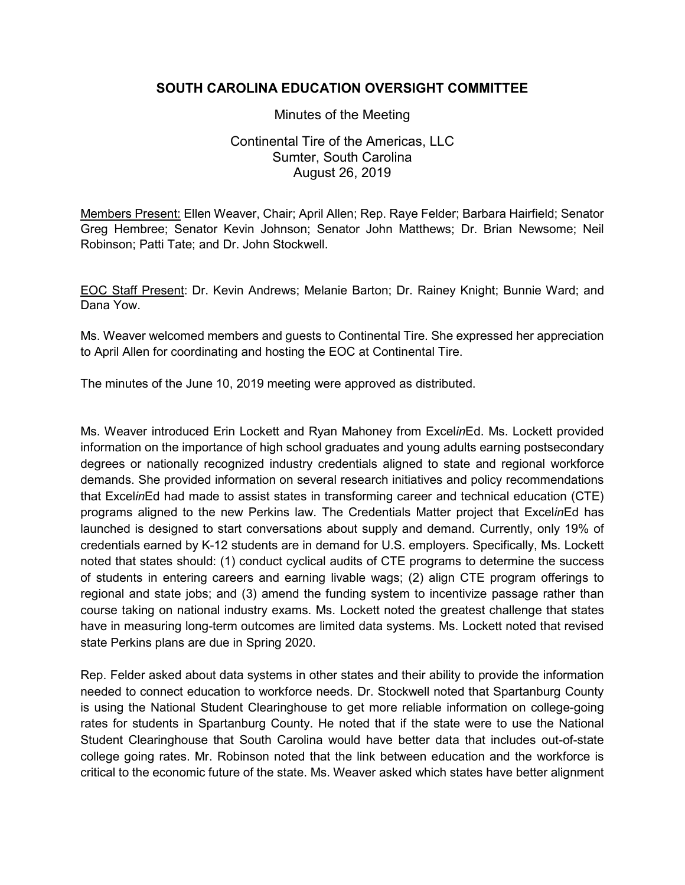# SOUTH CAROLINA EDUCATION OVERSIGHT COMMITTEE

Minutes of the Meeting

Continental Tire of the Americas, LLC
Sumter, South Carolina
August 26, 2019

Members Present: Ellen Weaver, Chair; April Allen; Rep. Raye Felder; Barbara Hairfield; Senator Greg Hembree; Senator Kevin Johnson; Senator John Matthews; Dr. Brian Newsome; Neil Robinson; Patti Tate; and Dr. John Stockwell.

EOC Staff Present: Dr. Kevin Andrews; Melanie Barton; Dr. Rainey Knight; Bunnie Ward; and Dana Yow.

Ms. Weaver welcomed members and guests to Continental Tire. She expressed her appreciation to April Allen for coordinating and hosting the EOC at Continental Tire.

The minutes of the June 10, 2019 meeting were approved as distributed.

Ms. Weaver introduced Erin Lockett and Ryan Mahoney from Excel*in*Ed. Ms. Lockett provided information on the importance of high school graduates and young adults earning postsecondary degrees or nationally recognized industry credentials aligned to state and regional workforce demands. She provided information on several research initiatives and policy recommendations that Excel*in*Ed had made to assist states in transforming career and technical education (CTE) programs aligned to the new Perkins law. The Credentials Matter project that Excel*in*Ed has launched is designed to start conversations about supply and demand. Currently, only 19% of credentials earned by K-12 students are in demand for U.S. employers. Specifically, Ms. Lockett noted that states should: (1) conduct cyclical audits of CTE programs to determine the success of students in entering careers and earning livable wags; (2) align CTE program offerings to regional and state jobs; and (3) amend the funding system to incentivize passage rather than course taking on national industry exams. Ms. Lockett noted the greatest challenge that states have in measuring long-term outcomes are limited data systems. Ms. Lockett noted that revised state Perkins plans are due in Spring 2020.

Rep. Felder asked about data systems in other states and their ability to provide the information needed to connect education to workforce needs. Dr. Stockwell noted that Spartanburg County is using the National Student Clearinghouse to get more reliable information on college-going rates for students in Spartanburg County. He noted that if the state were to use the National Student Clearinghouse that South Carolina would have better data that includes out-of-state college going rates. Mr. Robinson noted that the link between education and the workforce is critical to the economic future of the state. Ms. Weaver asked which states have better alignment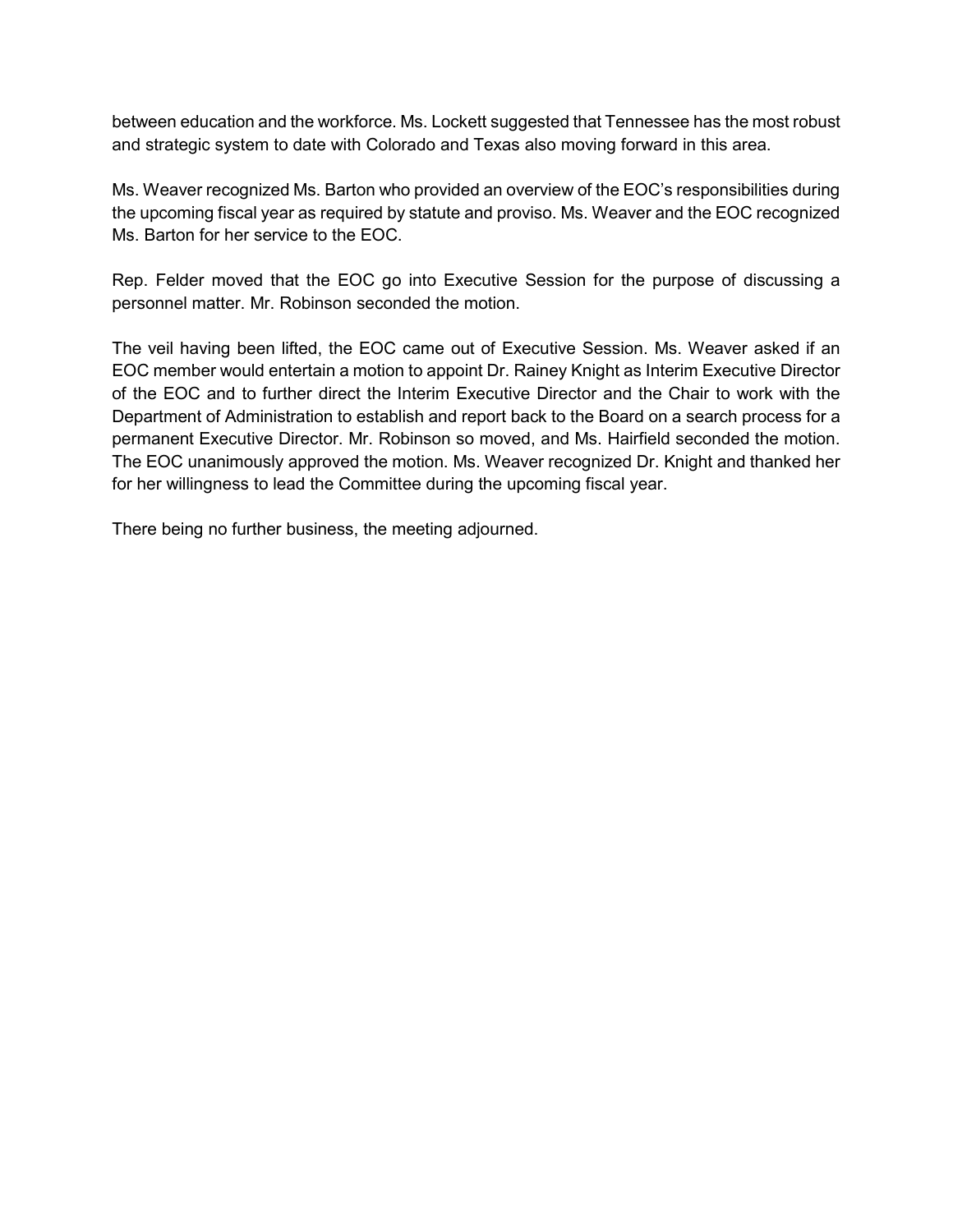between education and the workforce. Ms. Lockett suggested that Tennessee has the most robust and strategic system to date with Colorado and Texas also moving forward in this area.

Ms. Weaver recognized Ms. Barton who provided an overview of the EOC's responsibilities during the upcoming fiscal year as required by statute and proviso. Ms. Weaver and the EOC recognized Ms. Barton for her service to the EOC.

Rep. Felder moved that the EOC go into Executive Session for the purpose of discussing a personnel matter. Mr. Robinson seconded the motion.

The veil having been lifted, the EOC came out of Executive Session. Ms. Weaver asked if an EOC member would entertain a motion to appoint Dr. Rainey Knight as Interim Executive Director of the EOC and to further direct the Interim Executive Director and the Chair to work with the Department of Administration to establish and report back to the Board on a search process for a permanent Executive Director. Mr. Robinson so moved, and Ms. Hairfield seconded the motion. The EOC unanimously approved the motion. Ms. Weaver recognized Dr. Knight and thanked her for her willingness to lead the Committee during the upcoming fiscal year.

There being no further business, the meeting adjourned.